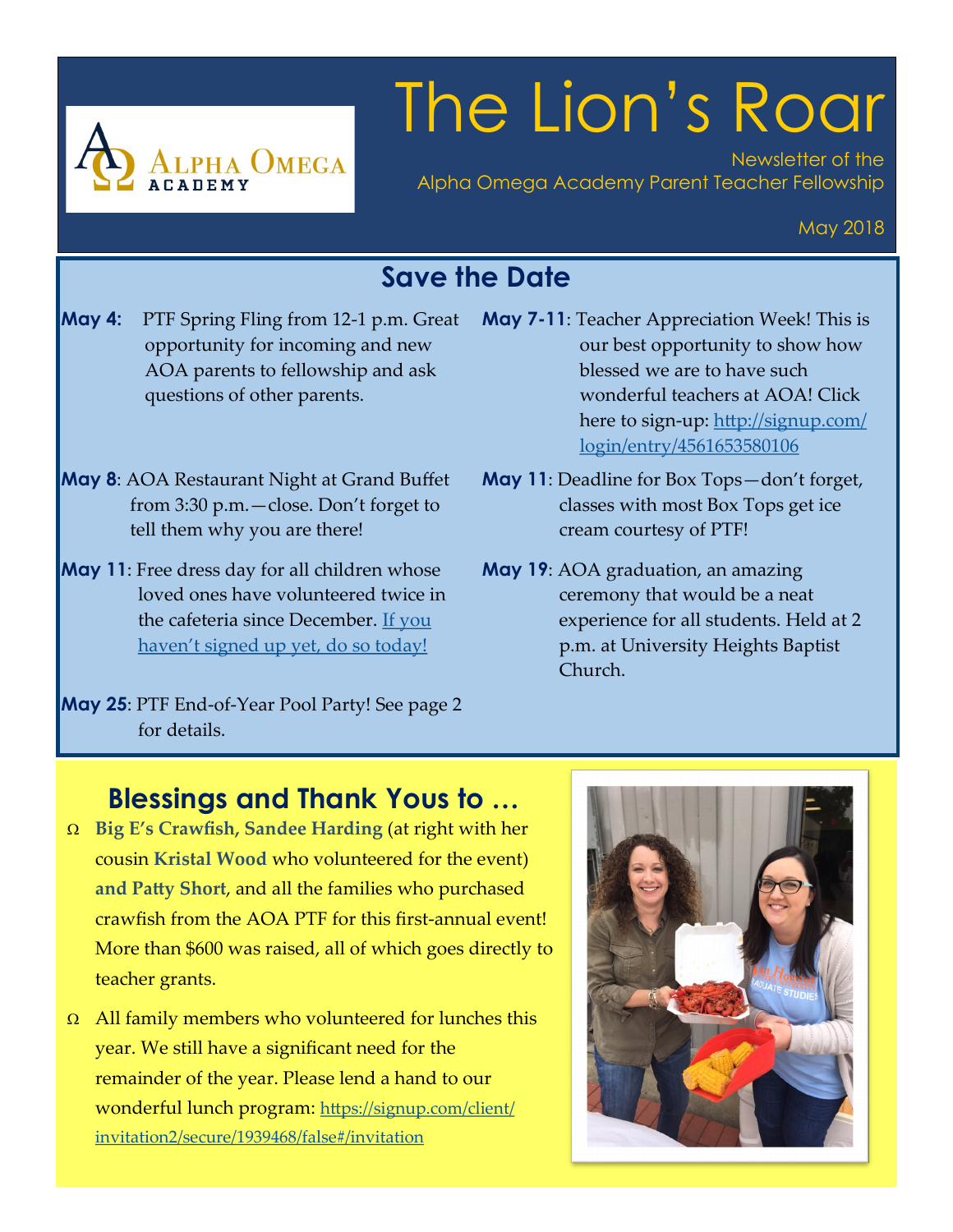# The Lion's Roar

Newsletter of the
Alpha Omega Academy Parent Teacher Fellowship

May 2018

## Save the Date

**May 4:** PTF Spring Fling from 12-1 p.m. Great opportunity for incoming and new AOA parents to fellowship and ask questions of other parents.

**May 8**: AOA Restaurant Night at Grand Buffet from 3:30 p.m.—close. Don't forget to tell them why you are there!

**May 11**: Free dress day for all children whose loved ones have volunteered twice in the cafeteria since December. If you haven't signed up yet, do so today!

**May 25**: PTF End-of-Year Pool Party! See page 2 for details.

**May 7-11**: Teacher Appreciation Week! This is our best opportunity to show how blessed we are to have such wonderful teachers at AOA! Click here to sign-up: http://signup.com/login/entry/4561653580106

**May 11**: Deadline for Box Tops—don't forget, classes with most Box Tops get ice cream courtesy of PTF!

**May 19**: AOA graduation, an amazing ceremony that would be a neat experience for all students. Held at 2 p.m. at University Heights Baptist Church.

## Blessings and Thank Yous to …

- **Big E's Crawfish, Sandee Harding** (at right with her cousin **Kristal Wood** who volunteered for the event) **and Patty Short**, and all the families who purchased crawfish from the AOA PTF for this first-annual event! More than $600 was raised, all of which goes directly to teacher grants.
- All family members who volunteered for lunches this year. We still have a significant need for the remainder of the year. Please lend a hand to our wonderful lunch program: https://signup.com/client/invitation2/secure/1939468/false#/invitation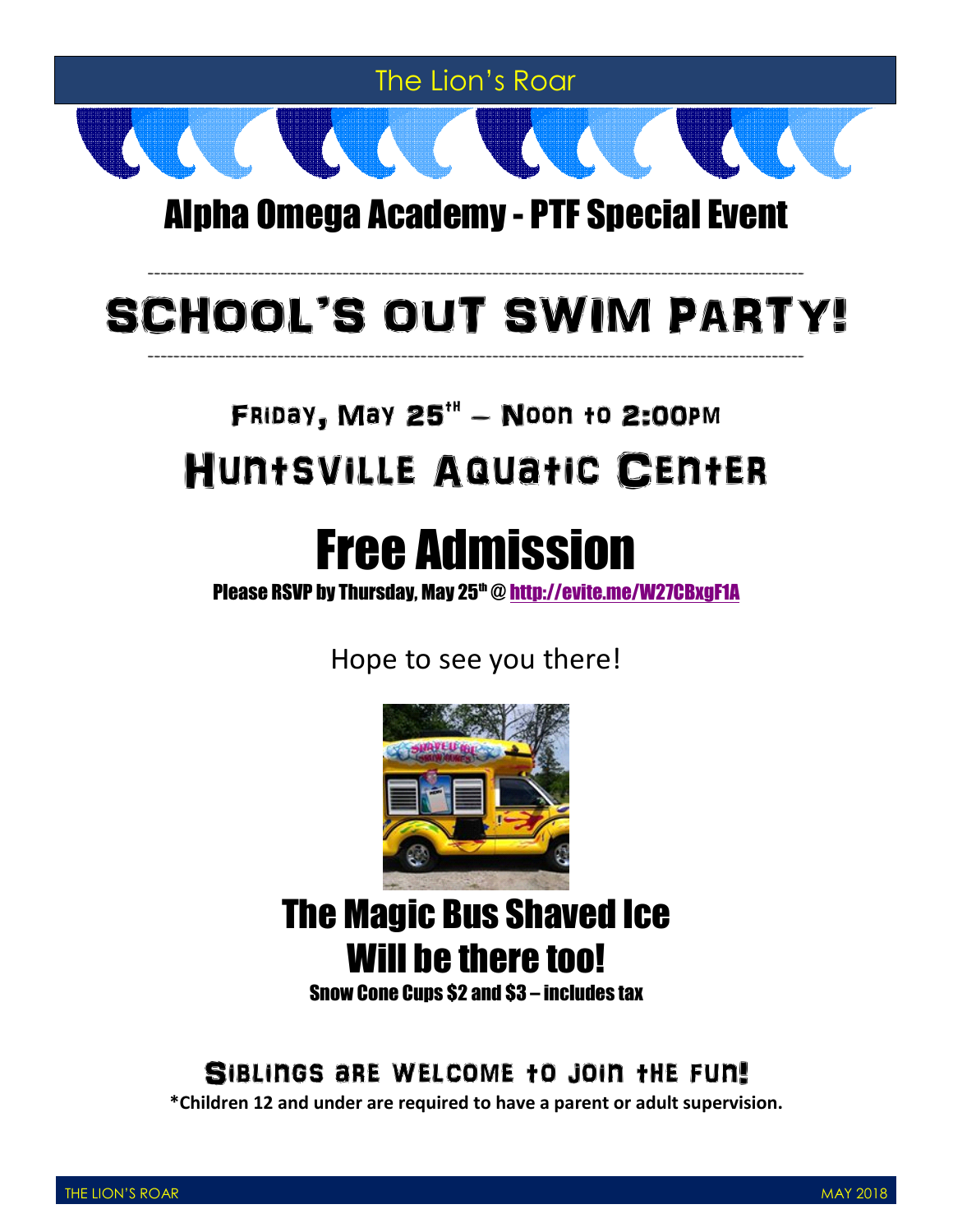# Alpha Omega Academy - PTF Special Event

# SCHOOL'S OUT SWIM PARTY!

## Friday, May 25th – Noon to 2:00PM

## Huntsville Aquatic Center

# Free Admission

**Please RSVP by Thursday, May 25th @ http://evite.me/W27CBxgF1A**

Hope to see you there!

## The Magic Bus Shaved Ice Will be there too!

**Snow Cone Cups $2 and $3 – includes tax**

## Siblings are welcome to join the fun!

**\*Children 12 and under are required to have a parent or adult supervision.**